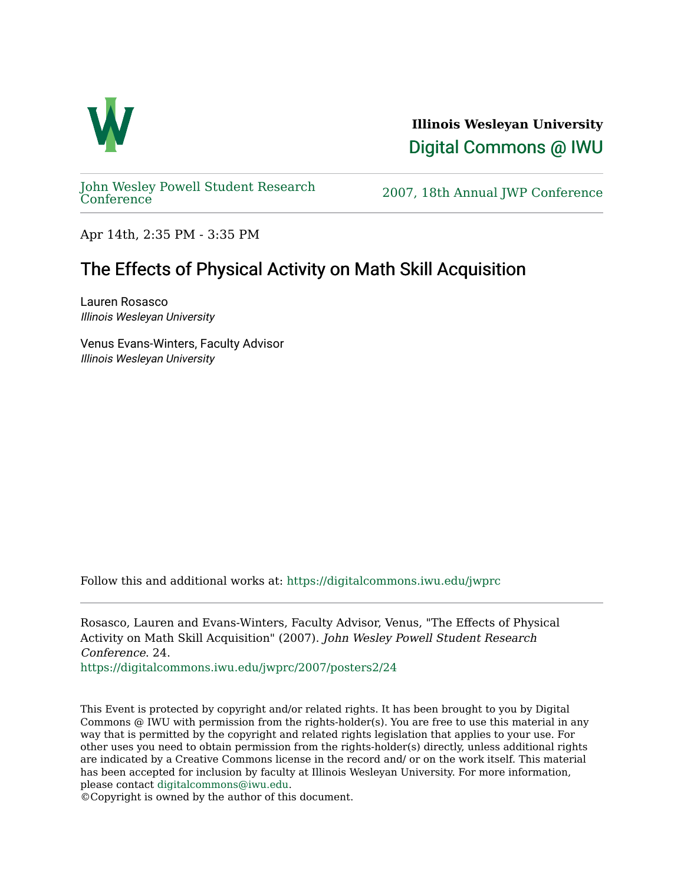**Illinois Wesleyan University**

Digital Commons @ IWU

John Wesley Powell Student Research Conference

2007, 18th Annual JWP Conference

Apr 14th, 2:35 PM - 3:35 PM

# The Effects of Physical Activity on Math Skill Acquisition

Lauren Rosasco
*Illinois Wesleyan University*

Venus Evans-Winters, Faculty Advisor
*Illinois Wesleyan University*

Follow this and additional works at: https://digitalcommons.iwu.edu/jwprc

Rosasco, Lauren and Evans-Winters, Faculty Advisor, Venus, "The Effects of Physical Activity on Math Skill Acquisition" (2007). *John Wesley Powell Student Research Conference*. 24.
https://digitalcommons.iwu.edu/jwprc/2007/posters2/24

This Event is protected by copyright and/or related rights. It has been brought to you by Digital Commons @ IWU with permission from the rights-holder(s). You are free to use this material in any way that is permitted by the copyright and related rights legislation that applies to your use. For other uses you need to obtain permission from the rights-holder(s) directly, unless additional rights are indicated by a Creative Commons license in the record and/ or on the work itself. This material has been accepted for inclusion by faculty at Illinois Wesleyan University. For more information, please contact digitalcommons@iwu.edu.
©Copyright is owned by the author of this document.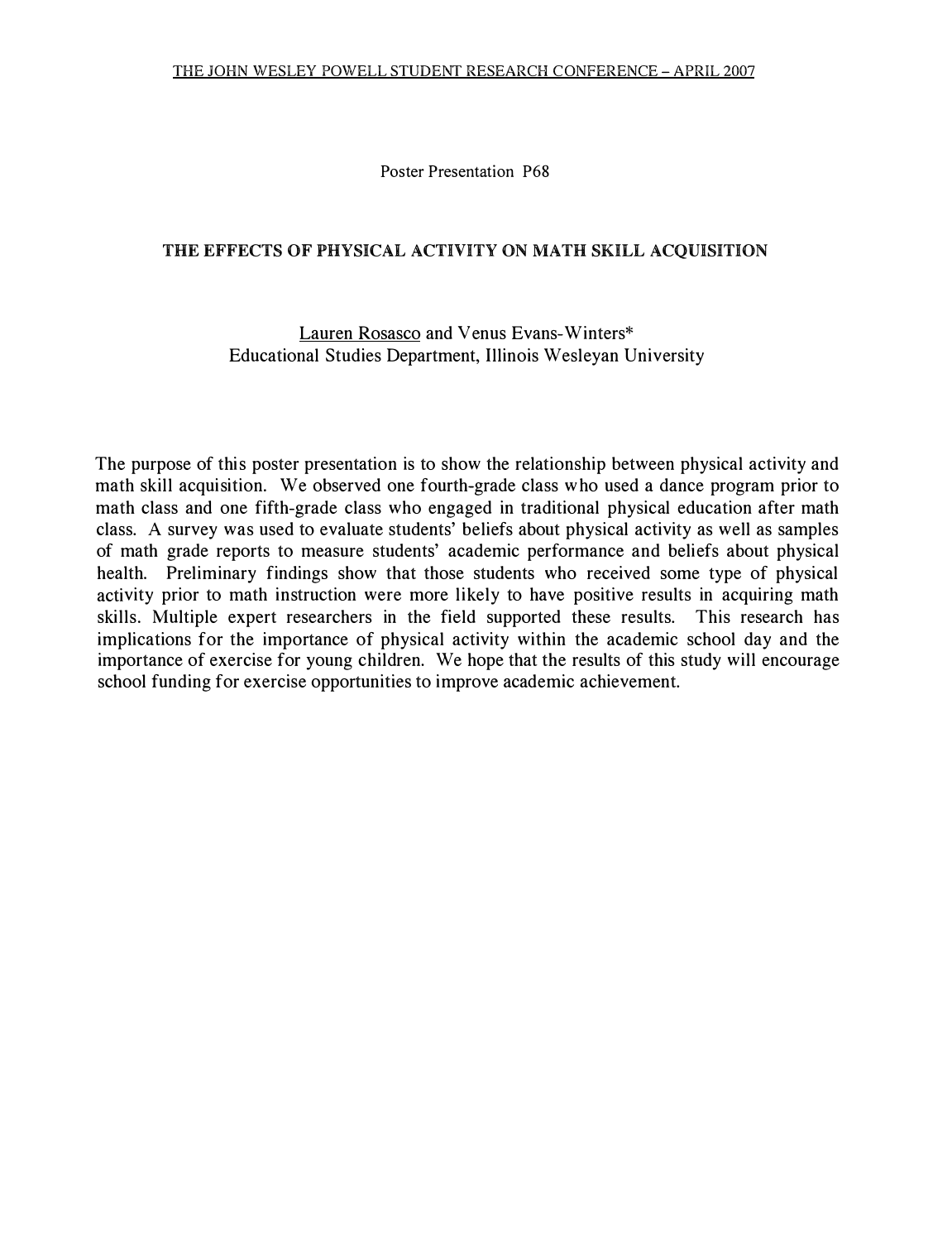Poster Presentation P68

## THE EFFECTS OF PHYSICAL ACTIVITY ON MATH SKILL ACQUISITION

Lauren Rosasco and Venus Evans-Winters*
Educational Studies Department, Illinois Wesleyan University

The purpose of this poster presentation is to show the relationship between physical activity and math skill acquisition. We observed one fourth-grade class who used a dance program prior to math class and one fifth-grade class who engaged in traditional physical education after math class. A survey was used to evaluate students' beliefs about physical activity as well as samples of math grade reports to measure students' academic performance and beliefs about physical health. Preliminary findings show that those students who received some type of physical activity prior to math instruction were more likely to have positive results in acquiring math skills. Multiple expert researchers in the field supported these results. This research has implications for the importance of physical activity within the academic school day and the importance of exercise for young children. We hope that the results of this study will encourage school funding for exercise opportunities to improve academic achievement.